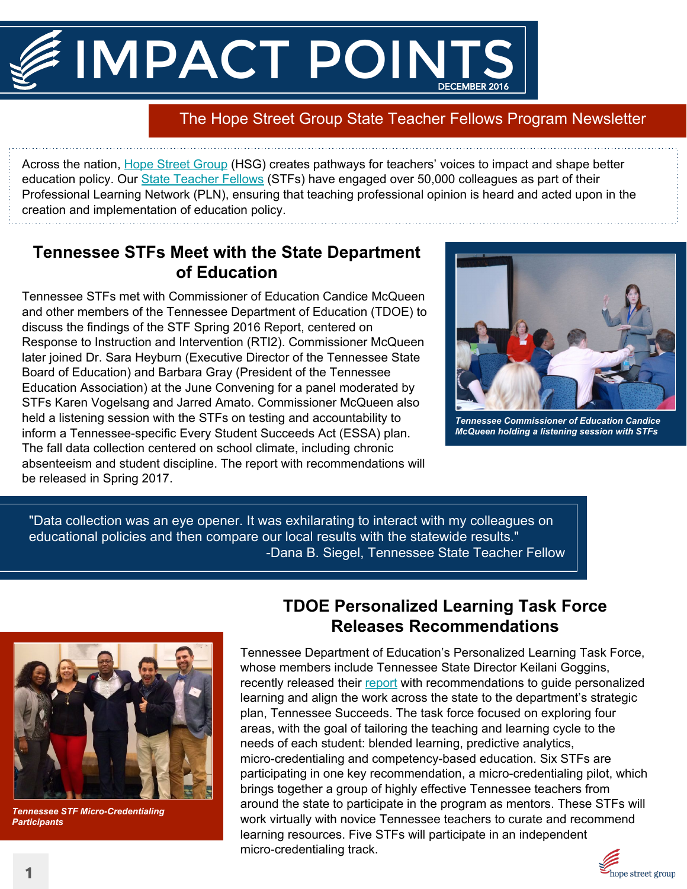# IMPACT POINTS

DECEMBER 2016

The Hope Street Group State Teacher Fellows Program Newsletter

Across the nation, Hope Street Group (HSG) creates pathways for teachers' voices to impact and shape better education policy. Our State Teacher Fellows (STFs) have engaged over 50,000 colleagues as part of their Professional Learning Network (PLN), ensuring that teaching professional opinion is heard and acted upon in the creation and implementation of education policy.

## Tennessee STFs Meet with the State Department of Education

Tennessee STFs met with Commissioner of Education Candice McQueen and other members of the Tennessee Department of Education (TDOE) to discuss the findings of the STF Spring 2016 Report, centered on Response to Instruction and Intervention (RTI2). Commissioner McQueen later joined Dr. Sara Heyburn (Executive Director of the Tennessee State Board of Education) and Barbara Gray (President of the Tennessee Education Association) at the June Convening for a panel moderated by STFs Karen Vogelsang and Jarred Amato. Commissioner McQueen also held a listening session with the STFs on testing and accountability to inform a Tennessee-specific Every Student Succeeds Act (ESSA) plan. The fall data collection centered on school climate, including chronic absenteeism and student discipline. The report with recommendations will be released in Spring 2017.

*Tennessee Commissioner of Education Candice McQueen holding a listening session with STFs*

"Data collection was an eye opener. It was exhilarating to interact with my colleagues on educational policies and then compare our local results with the statewide results."
-Dana B. Siegel, Tennessee State Teacher Fellow

## TDOE Personalized Learning Task Force Releases Recommendations

Tennessee Department of Education's Personalized Learning Task Force, whose members include Tennessee State Director Keilani Goggins, recently released their report with recommendations to guide personalized learning and align the work across the state to the department's strategic plan, Tennessee Succeeds. The task force focused on exploring four areas, with the goal of tailoring the teaching and learning cycle to the needs of each student: blended learning, predictive analytics, micro-credentialing and competency-based education. Six STFs are participating in one key recommendation, a micro-credentialing pilot, which brings together a group of highly effective Tennessee teachers from around the state to participate in the program as mentors. These STFs will work virtually with novice Tennessee teachers to curate and recommend learning resources. Five STFs will participate in an independent micro-credentialing track.

*Tennessee STF Micro-Credentialing Participants*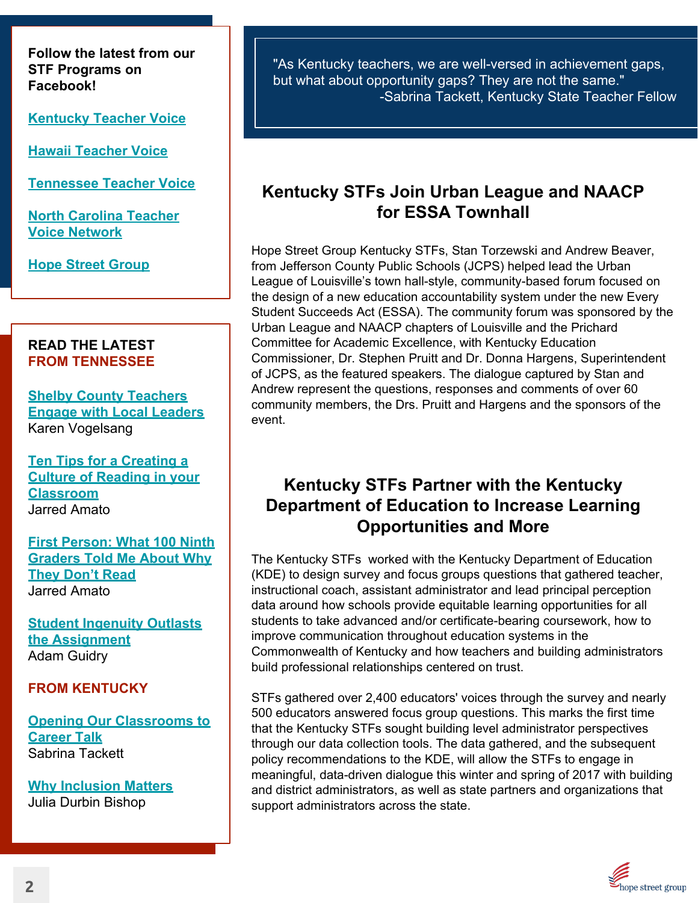**Follow the latest from our STF Programs on Facebook!**

Kentucky Teacher Voice

Hawaii Teacher Voice

Tennessee Teacher Voice

North Carolina Teacher Voice Network

Hope Street Group

**READ THE LATEST FROM TENNESSEE**

Shelby County Teachers Engage with Local Leaders
Karen Vogelsang

Ten Tips for a Creating a Culture of Reading in your Classroom
Jarred Amato

First Person: What 100 Ninth Graders Told Me About Why They Don't Read
Jarred Amato

Student Ingenuity Outlasts the Assignment
Adam Guidry

**FROM KENTUCKY**

Opening Our Classrooms to Career Talk
Sabrina Tackett

Why Inclusion Matters
Julia Durbin Bishop

"As Kentucky teachers, we are well-versed in achievement gaps, but what about opportunity gaps? They are not the same."
-Sabrina Tackett, Kentucky State Teacher Fellow

## Kentucky STFs Join Urban League and NAACP for ESSA Townhall

Hope Street Group Kentucky STFs, Stan Torzewski and Andrew Beaver, from Jefferson County Public Schools (JCPS) helped lead the Urban League of Louisville's town hall-style, community-based forum focused on the design of a new education accountability system under the new Every Student Succeeds Act (ESSA). The community forum was sponsored by the Urban League and NAACP chapters of Louisville and the Prichard Committee for Academic Excellence, with Kentucky Education Commissioner, Dr. Stephen Pruitt and Dr. Donna Hargens, Superintendent of JCPS, as the featured speakers. The dialogue captured by Stan and Andrew represent the questions, responses and comments of over 60 community members, the Drs. Pruitt and Hargens and the sponsors of the event.

## Kentucky STFs Partner with the Kentucky Department of Education to Increase Learning Opportunities and More

The Kentucky STFs worked with the Kentucky Department of Education (KDE) to design survey and focus groups questions that gathered teacher, instructional coach, assistant administrator and lead principal perception data around how schools provide equitable learning opportunities for all students to take advanced and/or certificate-bearing coursework, how to improve communication throughout education systems in the Commonwealth of Kentucky and how teachers and building administrators build professional relationships centered on trust.

STFs gathered over 2,400 educators' voices through the survey and nearly 500 educators answered focus group questions. This marks the first time that the Kentucky STFs sought building level administrator perspectives through our data collection tools. The data gathered, and the subsequent policy recommendations to the KDE, will allow the STFs to engage in meaningful, data-driven dialogue this winter and spring of 2017 with building and district administrators, as well as state partners and organizations that support administrators across the state.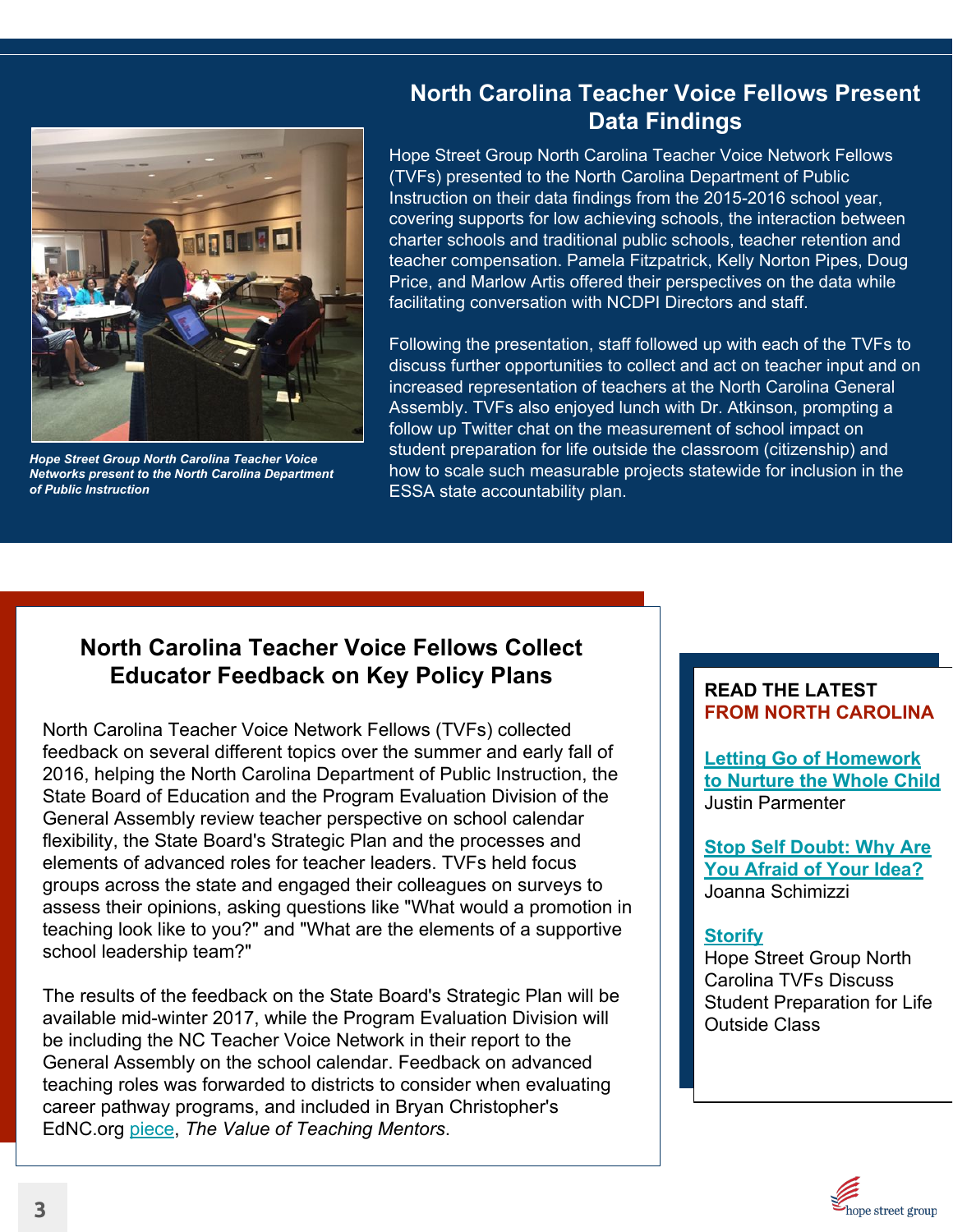## North Carolina Teacher Voice Fellows Present Data Findings

*Hope Street Group North Carolina Teacher Voice Networks present to the North Carolina Department of Public Instruction*

Hope Street Group North Carolina Teacher Voice Network Fellows (TVFs) presented to the North Carolina Department of Public Instruction on their data findings from the 2015-2016 school year, covering supports for low achieving schools, the interaction between charter schools and traditional public schools, teacher retention and teacher compensation. Pamela Fitzpatrick, Kelly Norton Pipes, Doug Price, and Marlow Artis offered their perspectives on the data while facilitating conversation with NCDPI Directors and staff.

Following the presentation, staff followed up with each of the TVFs to discuss further opportunities to collect and act on teacher input and on increased representation of teachers at the North Carolina General Assembly. TVFs also enjoyed lunch with Dr. Atkinson, prompting a follow up Twitter chat on the measurement of school impact on student preparation for life outside the classroom (citizenship) and how to scale such measurable projects statewide for inclusion in the ESSA state accountability plan.

## North Carolina Teacher Voice Fellows Collect Educator Feedback on Key Policy Plans

North Carolina Teacher Voice Network Fellows (TVFs) collected feedback on several different topics over the summer and early fall of 2016, helping the North Carolina Department of Public Instruction, the State Board of Education and the Program Evaluation Division of the General Assembly review teacher perspective on school calendar flexibility, the State Board's Strategic Plan and the processes and elements of advanced roles for teacher leaders. TVFs held focus groups across the state and engaged their colleagues on surveys to assess their opinions, asking questions like "What would a promotion in teaching look like to you?" and "What are the elements of a supportive school leadership team?"

The results of the feedback on the State Board's Strategic Plan will be available mid-winter 2017, while the Program Evaluation Division will be including the NC Teacher Voice Network in their report to the General Assembly on the school calendar. Feedback on advanced teaching roles was forwarded to districts to consider when evaluating career pathway programs, and included in Bryan Christopher's EdNC.org piece, *The Value of Teaching Mentors*.

**READ THE LATEST FROM NORTH CAROLINA**

**Letting Go of Homework to Nurture the Whole Child**
Justin Parmenter

**Stop Self Doubt: Why Are You Afraid of Your Idea?**
Joanna Schimizzi

**Storify**
Hope Street Group North Carolina TVFs Discuss Student Preparation for Life Outside Class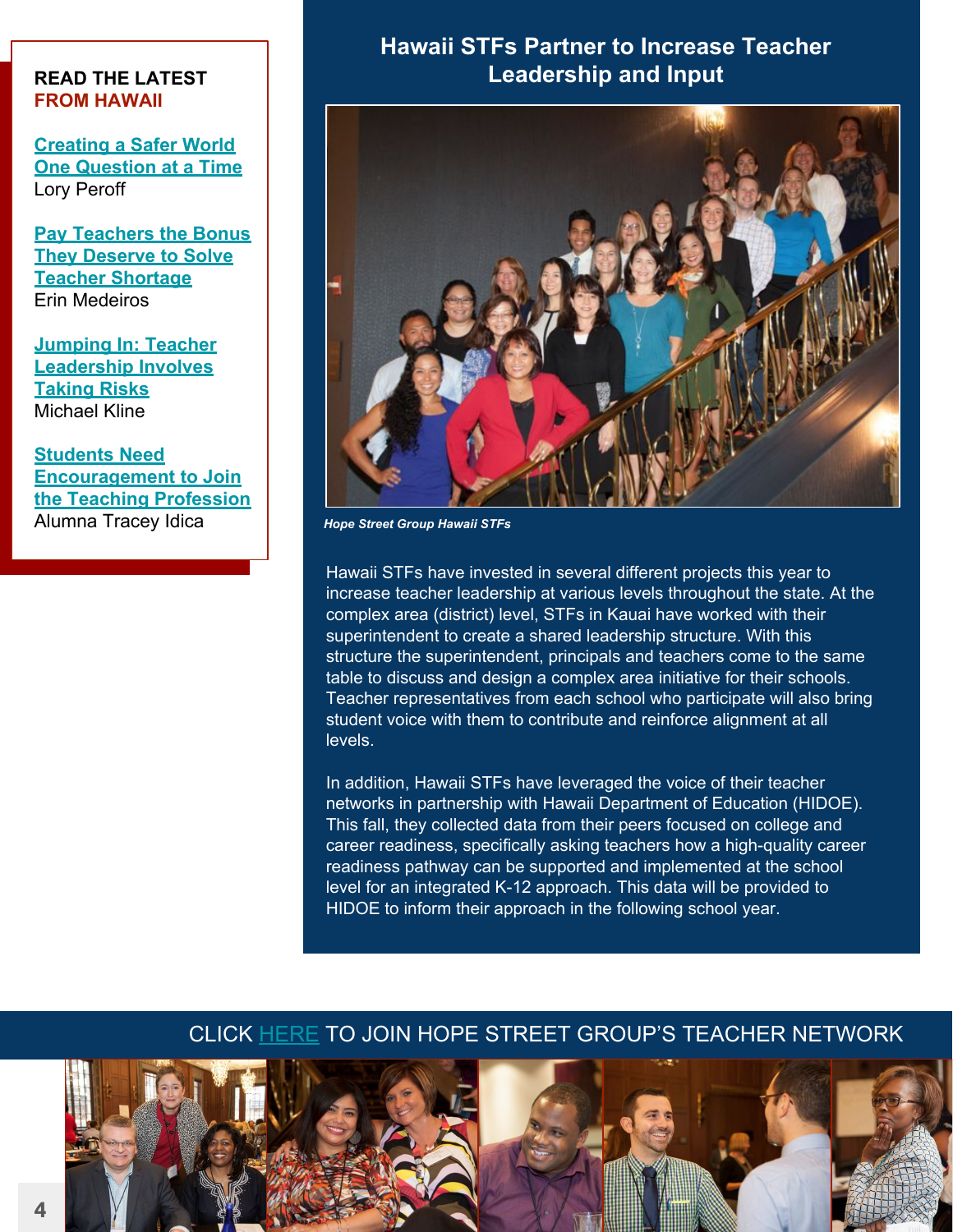**READ THE LATEST**
**FROM HAWAII**

[Creating a Safer World One Question at a Time]
Lory Peroff

[Pay Teachers the Bonus They Deserve to Solve Teacher Shortage]
Erin Medeiros

[Jumping In: Teacher Leadership Involves Taking Risks]
Michael Kline

[Students Need Encouragement to Join the Teaching Profession]
Alumna Tracey Idica

## Hawaii STFs Partner to Increase Teacher Leadership and Input

*Hope Street Group Hawaii STFs*

Hawaii STFs have invested in several different projects this year to increase teacher leadership at various levels throughout the state. At the complex area (district) level, STFs in Kauai have worked with their superintendent to create a shared leadership structure. With this structure the superintendent, principals and teachers come to the same table to discuss and design a complex area initiative for their schools. Teacher representatives from each school who participate will also bring student voice with them to contribute and reinforce alignment at all levels.

In addition, Hawaii STFs have leveraged the voice of their teacher networks in partnership with Hawaii Department of Education (HIDOE). This fall, they collected data from their peers focused on college and career readiness, specifically asking teachers how a high-quality career readiness pathway can be supported and implemented at the school level for an integrated K-12 approach. This data will be provided to HIDOE to inform their approach in the following school year.

CLICK [HERE] TO JOIN HOPE STREET GROUP'S TEACHER NETWORK